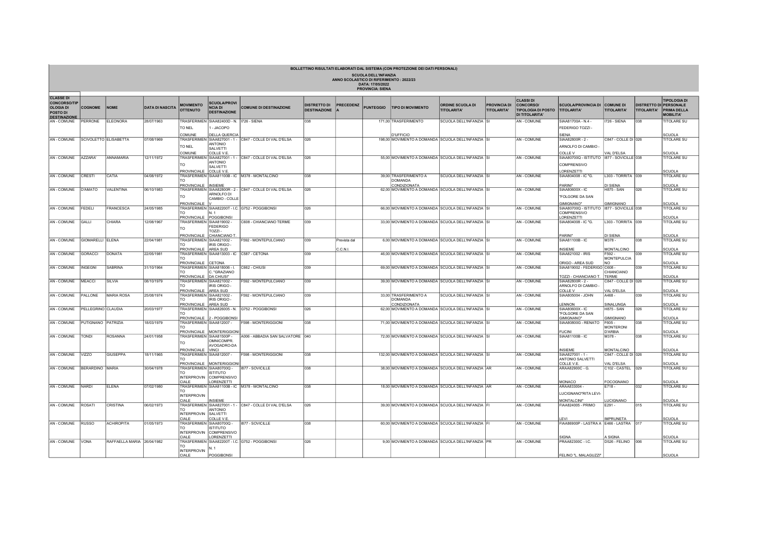**BOLLETTINO RISULTATI ELABORATI DAL SISTEMA (CON PROTEZIONE DEI DATI PERSONALI)**

**SCUOLA DELL'INFANZIA**
**ANNO SCOLASTICO DI RIFERIMENTO : 2022/23**
**DATA: 17/05/2022**
**PROVINCIA: SIENA**

| CLASSE DI CONCORSO/TIPOLOGIA DI POSTO DI DESTINAZIONE | COGNOME | NOME | DATA DI NASCITA | MOVIMENTO OTTENUTO | SCUOLA/PROVINCIA DI DESTINAZIONE | COMUNE DI DESTINAZIONE | DISTRETTO DI DESTINAZIONE | PRECEDENZA | PUNTEGGIO | TIPO DI MOVIMENTO | ORDINE SCUOLA DI TITOLARITA' | PROVINCIA DI TITOLARITA' | CLASSI DI CONCORSO/ TIPOLOGIA DI POSTO DI TITOLARITA' | SCUOLA/PROVINCIA DI TITOLARITA' | COMUNE DI TITOLARITA' | DISTRETTO DI TITOLARITA' | TIPOLOGIA DI PERSONALE PRIMA DELLA MOBILITA' |
|---|---|---|---|---|---|---|---|---|---|---|---|---|---|---|---|---|---|
| AN - COMUNE | PERRONE | ELEONORA | 28/07/1963 | TRASFERIMENTO NEL COMUNE | SIAA82400D - N. 1 - JACOPO DELLA QUERCIA | I726 - SIENA | 038 | | 171,00 | TRASFERIMENTO D'UFFICIO | SCUOLA DELL'INFANZIA | SI | AN - COMUNE | SIAA81700A - N.4 - FEDERIGO TOZZI - SIENA | I726 - SIENA | 038 | TITOLARE SU SCUOLA |
| AN - COMUNE | SCIVOLETTO | ELISABETTA | 07/08/1969 | TRASFERIMENTO NEL COMUNE | SIAA827001 - 1 - ANTONIO SALVETTI COLLE V.E. | C847 - COLLE DI VAL D'ELSA | 026 | | 198,00 | MOVIMENTO A DOMANDA | SCUOLA DELL'INFANZIA | SI | AN - COMUNE | SIAA82800R - 2 - ARNOLFO DI CAMBIO - COLLE V | C847 - COLLE DI VAL D'ELSA | 026 | TITOLARE SU SCUOLA |
| AN - COMUNE | AZZARA' | ANNAMARIA | 12/11/1972 | TRASFERIMENTO PROVINCIALE | SIAA827001 - 1 - ANTONIO SALVETTI COLLE V.E. | C847 - COLLE DI VAL D'ELSA | 026 | | 55,00 | MOVIMENTO A DOMANDA | SCUOLA DELL'INFANZIA | SI | AN - COMUNE | SIAA80700Q - ISTITUTO COMPRENSIVO LORENZETTI | I877 - SOVICILLE | 038 | TITOLARE SU SCUOLA |
| AN - COMUNE | CRESTI | CATIA | 04/08/1972 | TRASFERIMENTO PROVINCIALE | SIAA81100B - IC INSIEME | M378 - MONTALCINO | 038 | | 39,00 | TRASFERIMENTO A DOMANDA CONDIZIONATA | SCUOLA DELL'INFANZIA | SI | AN - COMUNE | SIAA804008 - IC "G. PARINI" | L303 - TORRITA DI SIENA | 039 | TITOLARE SU SCUOLA |
| AN - COMUNE | D'AMATO | VALENTINA | 06/10/1983 | TRASFERIMENTO PROVINCIALE | SIAA82800R - 2 - ARNOLFO DI CAMBIO - COLLE V | C847 - COLLE DI VAL D'ELSA | 026 | | 62,00 | MOVIMENTO A DOMANDA | SCUOLA DELL'INFANZIA | SI | AN - COMUNE | SIAA80600X - IC "FOLGORE DA SAN GIMIGNANO" | H875 - SAN GIMIGNANO | 026 | TITOLARE SU SCUOLA |
| AN - COMUNE | FEDELI | FRANCESCA | 24/05/1985 | TRASFERIMENTO PROVINCIALE | SIAA82200T - I.C. N.1 POGGIBONSI | G752 - POGGIBONSI | 026 | | 66,00 | MOVIMENTO A DOMANDA | SCUOLA DELL'INFANZIA | SI | AN - COMUNE | SIAA80700Q - ISTITUTO COMPRENSIVO LORENZETTI | I877 - SOVICILLE | 038 | TITOLARE SU SCUOLA |
| AN - COMUNE | GALLI | CHIARA | 12/08/1967 | TRASFERIMENTO PROVINCIALE | SIAA819002 - FEDERIGO TOZZI - CHIANCIANO T. | C608 - CHIANCIANO TERME | 039 | | 33,00 | MOVIMENTO A DOMANDA | SCUOLA DELL'INFANZIA | SI | AN - COMUNE | SIAA804008 - IC "G. PARINI" | L303 - TORRITA DI SIENA | 039 | TITOLARE SU SCUOLA |
| AN - COMUNE | GIOMARELLI | ELENA | 22/04/1981 | TRASFERIMENTO PROVINCIALE | SIAA821002 - IRIS ORIGO - AREA SUD | F592 - MONTEPULCIANO | 039 | Prevista dal C.C.N.I. | 6,00 | MOVIMENTO A DOMANDA | SCUOLA DELL'INFANZIA | SI | AN - COMUNE | SIAA81100B - IC INSIEME | M378 - MONTALCINO | 038 | TITOLARE SU SCUOLA |
| AN - COMUNE | GORACCI | DONATA | 22/05/1981 | TRASFERIMENTO PROVINCIALE | SIAA813003 - IC CETONA | C587 - CETONA | 039 | | 46,00 | MOVIMENTO A DOMANDA | SCUOLA DELL'INFANZIA | SI | AN - COMUNE | SIAA821002 - IRIS ORIGO - AREA SUD | F592 - MONTEPULCIANO | 039 | TITOLARE SU SCUOLA |
| AN - COMUNE | INGEGNI | SABRINA | 31/10/1964 | TRASFERIMENTO PROVINCIALE | SIAA818006 - I.C. "GRAZIANO DA CHIUSI" | C662 - CHIUSI | 039 | | 69,00 | MOVIMENTO A DOMANDA | SCUOLA DELL'INFANZIA | SI | AN - COMUNE | SIAA819002 - FEDERIGO TOZZI - CHIANCIANO T. | C608 - CHIANCIANO TERME | 039 | TITOLARE SU SCUOLA |
| AN - COMUNE | MEACCI | SILVIA | 08/10/1979 | TRASFERIMENTO PROVINCIALE | SIAA821002 - IRIS ORIGO - AREA SUD | F592 - MONTEPULCIANO | 039 | | 39,00 | MOVIMENTO A DOMANDA | SCUOLA DELL'INFANZIA | SI | AN - COMUNE | SIAA82800R - 2 - ARNOLFO DI CAMBIO - COLLE V | C847 - COLLE DI VAL D'ELSA | 026 | TITOLARE SU SCUOLA |
| AN - COMUNE | PALLONE | MARIA ROSA | 25/08/1974 | TRASFERIMENTO PROVINCIALE | SIAA821002 - IRIS ORIGO - AREA SUD | F592 - MONTEPULCIANO | 039 | | 33,00 | TRASFERIMENTO A DOMANDA CONDIZIONATA | SCUOLA DELL'INFANZIA | SI | AN - COMUNE | SIAA805004 - JOHN LENNON | A468 - SINALUNGA | 039 | TITOLARE SU SCUOLA |
| AN - COMUNE | PELLEGRINO | CLAUDIA | 20/03/1977 | TRASFERIMENTO PROVINCIALE | SIAA826005 - N. 2 - POGGIBONSI | G752 - POGGIBONSI | 026 | | 62,00 | MOVIMENTO A DOMANDA | SCUOLA DELL'INFANZIA | SI | AN - COMUNE | SIAA80600X - IC "FOLGORE DA SAN GIMIGNANO" | H875 - SAN GIMIGNANO | 026 | TITOLARE SU SCUOLA |
| AN - COMUNE | PUTIGNANO | PATRIZIA | 18/03/1979 | TRASFERIMENTO PROVINCIALE | SIAA812007 - MONTERIGGIONI | F598 - MONTERIGGIONI | 038 | | 71,00 | MOVIMENTO A DOMANDA | SCUOLA DELL'INFANZIA | SI | AN - COMUNE | SIAA80800G - RENATO FUCINI | F605 - MONTERONI D'ARBIA | 038 | TITOLARE SU SCUOLA |
| AN - COMUNE | TONDI | ROSANNA | 24/01/1958 | TRASFERIMENTO PROVINCIALE | SIAA81500P - OMNICOMPR. AVOGADRO-DA VINCI | A006 - ABBADIA SAN SALVATORE | 040 | | 72,00 | MOVIMENTO A DOMANDA | SCUOLA DELL'INFANZIA | SI | AN - COMUNE | SIAA81100B - IC INSIEME | M378 - MONTALCINO | 038 | TITOLARE SU SCUOLA |
| AN - COMUNE | VIZZO | GIUSEPPA | 18/11/1965 | TRASFERIMENTO PROVINCIALE | SIAA812007 - MONTERIGGIONI | F598 - MONTERIGGIONI | 038 | | 132,00 | MOVIMENTO A DOMANDA | SCUOLA DELL'INFANZIA | SI | AN - COMUNE | SIAA827001 - 1 - ANTONIO SALVETTI COLLE V.E. | C847 - COLLE DI VAL D'ELSA | 026 | TITOLARE SU SCUOLA |
| AN - COMUNE | BERARDINO | MARIA | 30/04/1978 | TRASFERIMENTO INTERPROVINCIALE | SIAA80700Q - ISTITUTO COMPRENSIVO LORENZETTI | I877 - SOVICILLE | 038 | | 38,00 | MOVIMENTO A DOMANDA | SCUOLA DELL'INFANZIA | AR | AN - COMUNE | ARAA82900C - G. MONACO | C102 - CASTEL FOCOGNANO | 029 | TITOLARE SU SCUOLA |
| AN - COMUNE | NARDI | ELENA | 07/02/1980 | TRASFERIMENTO INTERPROVINCIALE | SIAA81100B - IC INSIEME | M378 - MONTALCINO | 038 | | 18,00 | MOVIMENTO A DOMANDA | SCUOLA DELL'INFANZIA | AR | AN - COMUNE | ARAA833004 - LUCIGNANO"RITA LEVI-MONTALCINI" | E718 - LUCIGNANO | 032 | TITOLARE SU SCUOLA |
| AN - COMUNE | ROSATI | CRISTINA | 06/02/1973 | TRASFERIMENTO INTERPROVINCIALE | SIAA827001 - 1 - ANTONIO SALVETTI COLLE V.E. | C847 - COLLE DI VAL D'ELSA | 026 | | 39,00 | MOVIMENTO A DOMANDA | SCUOLA DELL'INFANZIA | FI | AN - COMUNE | FIAA824005 - PRIMO LEVI | E291 - IMPRUNETA | 015 | TITOLARE SU SCUOLA |
| AN - COMUNE | RUSSO | ACHIROPITA | 01/05/1973 | TRASFERIMENTO INTERPROVINCIALE | SIAA80700Q - ISTITUTO COMPRENSIVO LORENZETTI | I877 - SOVICILLE | 038 | | 60,00 | MOVIMENTO A DOMANDA | SCUOLA DELL'INFANZIA | FI | AN - COMUNE | FIAA86900P - LASTRA A SIGNA | E466 - LASTRA A SIGNA | 017 | TITOLARE SU SCUOLA |
| AN - COMUNE | VONA | RAFFAELLA MARIA | 26/04/1982 | TRASFERIMENTO INTERPROVINCIALE | SIAA82200T - I.C. N.1 POGGIBONSI | G752 - POGGIBONSI | 026 | | 9,00 | MOVIMENTO A DOMANDA | SCUOLA DELL'INFANZIA | PR | AN - COMUNE | PRAA82300C - I.C. FELINO "L. MALAGUZZI" | D526 - FELINO | 006 | TITOLARE SU SCUOLA |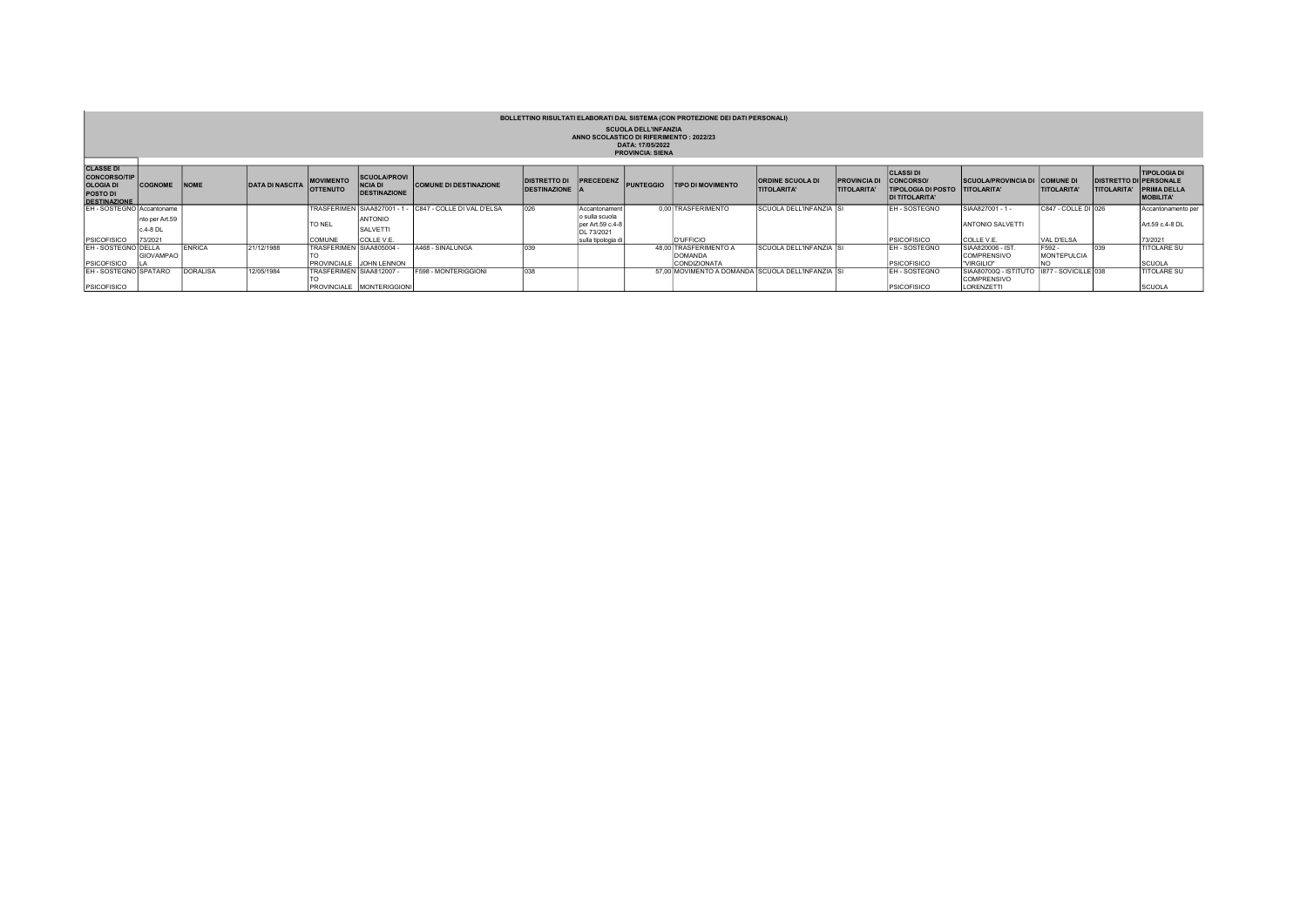**BOLLETTINO RISULTATI ELABORATI DAL SISTEMA (CON PROTEZIONE DEI DATI PERSONALI)**

**SCUOLA DELL'INFANZIA**
**ANNO SCOLASTICO DI RIFERIMENTO : 2022/23**
**DATA: 17/05/2022**
**PROVINCIA: SIENA**

| CLASSE DI CONCORSO/TIPOLOGIA DI POSTO DI DESTINAZIONE | COGNOME | NOME | DATA DI NASCITA | MOVIMENTO OTTENUTO | SCUOLA/PROVINCIA DI DESTINAZIONE | COMUNE DI DESTINAZIONE | DISTRETTO DI DESTINAZIONE | PRECEDENZA | PUNTEGGIO | TIPO DI MOVIMENTO | ORDINE SCUOLA DI TITOLARITA' | PROVINCIA DI TITOLARITA' | CLASSI DI CONCORSO/ TIPOLOGIA DI POSTO DI TITOLARITA' | SCUOLA/PROVINCIA DI TITOLARITA' | COMUNE DI TITOLARITA' | DISTRETTO DI TITOLARITA' | PERSONALE | TIPOLOGIA DI PRIMA DELLA MOBILITA' |
|---|---|---|---|---|---|---|---|---|---|---|---|---|---|---|---|---|---|---|
| EH - SOSTEGNO PSICOFISICO | Accantonamento per Art.59 c.4-8 DL 73/2021 | | | TRASFERIMENTO NEL COMUNE | SIAA827001 - 1 - ANTONIO SALVETTI COLLE V.E. | C847 - COLLE DI VAL D'ELSA | 026 | Accantonamento sulla scuola per Art.59 c.4-8 DL 73/2021 sulla tipologia di | 0,00 | TRASFERIMENTO D'UFFICIO | SCUOLA DELL'INFANZIA | SI | EH - SOSTEGNO PSICOFISICO | SIAA827001 - 1 - ANTONIO SALVETTI COLLE V.E. | C847 - COLLE DI VAL D'ELSA | 026 | | Accantonamento per Art.59 c.4-8 DL 73/2021 |
| EH - SOSTEGNO PSICOFISICO | DELLA GIOVAMPAOLA | ENRICA | 21/12/1988 | TRASFERIMENTO PROVINCIALE | SIAA805004 - JOHN LENNON | A468 - SINALUNGA | 039 | | 48,00 | TRASFERIMENTO A DOMANDA CONDIZIONATA | SCUOLA DELL'INFANZIA | SI | EH - SOSTEGNO PSICOFISICO | SIAA820006 - IST. COMPRENSIVO "VIRGILIO" | F592 - MONTEPULCIANO | 039 | | TITOLARE SU SCUOLA |
| EH - SOSTEGNO PSICOFISICO | SPATARO | DORALISA | 12/05/1984 | TRASFERIMENTO PROVINCIALE | SIAA812007 - MONTERIGGIONI | F598 - MONTERIGGIONI | 038 | | 57,00 | MOVIMENTO A DOMANDA | SCUOLA DELL'INFANZIA | SI | EH - SOSTEGNO PSICOFISICO | SIAA80700Q - ISTITUTO COMPRENSIVO LORENZETTI | I877 - SOVICILLE | 038 | | TITOLARE SU SCUOLA |